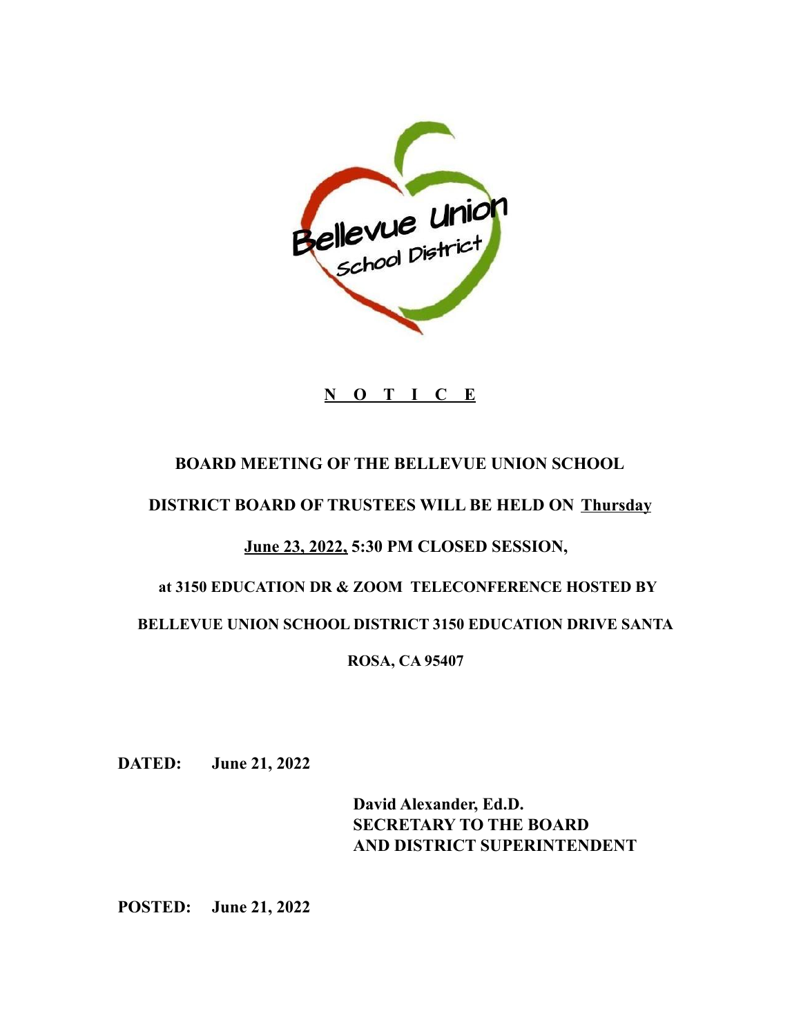**N O T I C E**

**BOARD MEETING OF THE BELLEVUE UNION SCHOOL DISTRICT BOARD OF TRUSTEES WILL BE HELD ON Thursday June 23, 2022, 5:30 PM CLOSED SESSION, at 3150 EDUCATION DR & ZOOM TELECONFERENCE HOSTED BY BELLEVUE UNION SCHOOL DISTRICT 3150 EDUCATION DRIVE SANTA ROSA, CA 95407**

**DATED:** **June 21, 2022**

**David Alexander, Ed.D.**
**SECRETARY TO THE BOARD**
**AND DISTRICT SUPERINTENDENT**

**POSTED:** **June 21, 2022**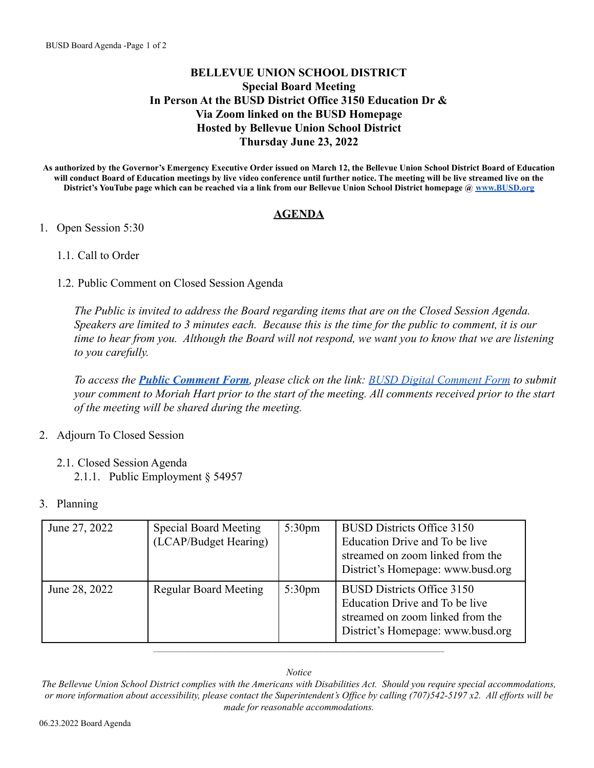# BELLEVUE UNION SCHOOL DISTRICT
## Special Board Meeting
## In Person At the BUSD District Office 3150 Education Dr &
## Via Zoom linked on the BUSD Homepage
## Hosted by Bellevue Union School District
## Thursday June 23, 2022

**As authorized by the Governor's Emergency Executive Order issued on March 12, the Bellevue Union School District Board of Education will conduct Board of Education meetings by live video conference until further notice. The meeting will be live streamed live on the District's YouTube page which can be reached via a link from our Bellevue Union School District homepage @ www.BUSD.org**

## AGENDA

1. Open Session 5:30

    1.1. Call to Order

    1.2. Public Comment on Closed Session Agenda

    *The Public is invited to address the Board regarding items that are on the Closed Session Agenda. Speakers are limited to 3 minutes each. Because this is the time for the public to comment, it is our time to hear from you. Although the Board will not respond, we want you to know that we are listening to you carefully.*

    *To access the **Public Comment Form**, please click on the link: BUSD Digital Comment Form to submit your comment to Moriah Hart prior to the start of the meeting. All comments received prior to the start of the meeting will be shared during the meeting.*

2. Adjourn To Closed Session

    2.1. Closed Session Agenda

      2.1.1. Public Employment § 54957

3. Planning

| June 27, 2022 | Special Board Meeting (LCAP/Budget Hearing) | 5:30pm | BUSD Districts Office 3150 Education Drive and To be live streamed on zoom linked from the District's Homepage: www.busd.org |
|---|---|---|---|
| June 28, 2022 | Regular Board Meeting | 5:30pm | BUSD Districts Office 3150 Education Drive and To be live streamed on zoom linked from the District's Homepage: www.busd.org |

---

*Notice*

*The Bellevue Union School District complies with the Americans with Disabilities Act. Should you require special accommodations, or more information about accessibility, please contact the Superintendent's Office by calling (707)542-5197 x2. All efforts will be made for reasonable accommodations.*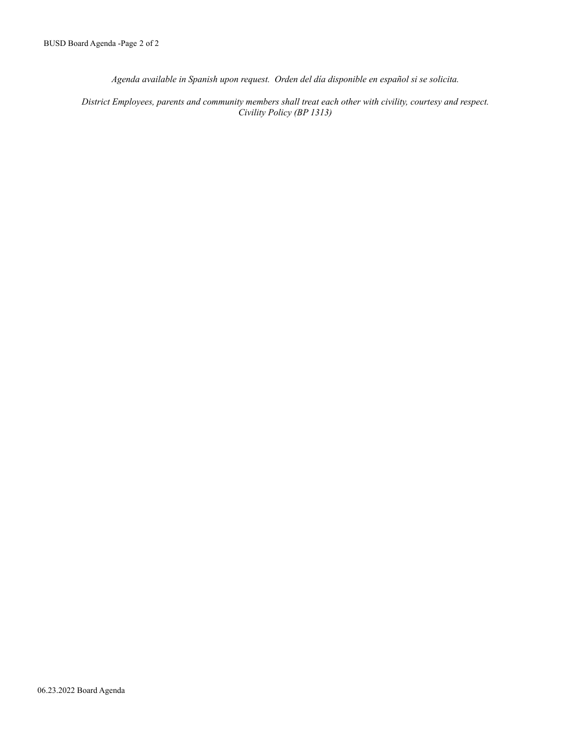*Agenda available in Spanish upon request. Orden del día disponible en español si se solicita.*

*District Employees, parents and community members shall treat each other with civility, courtesy and respect.*
*Civility Policy (BP 1313)*